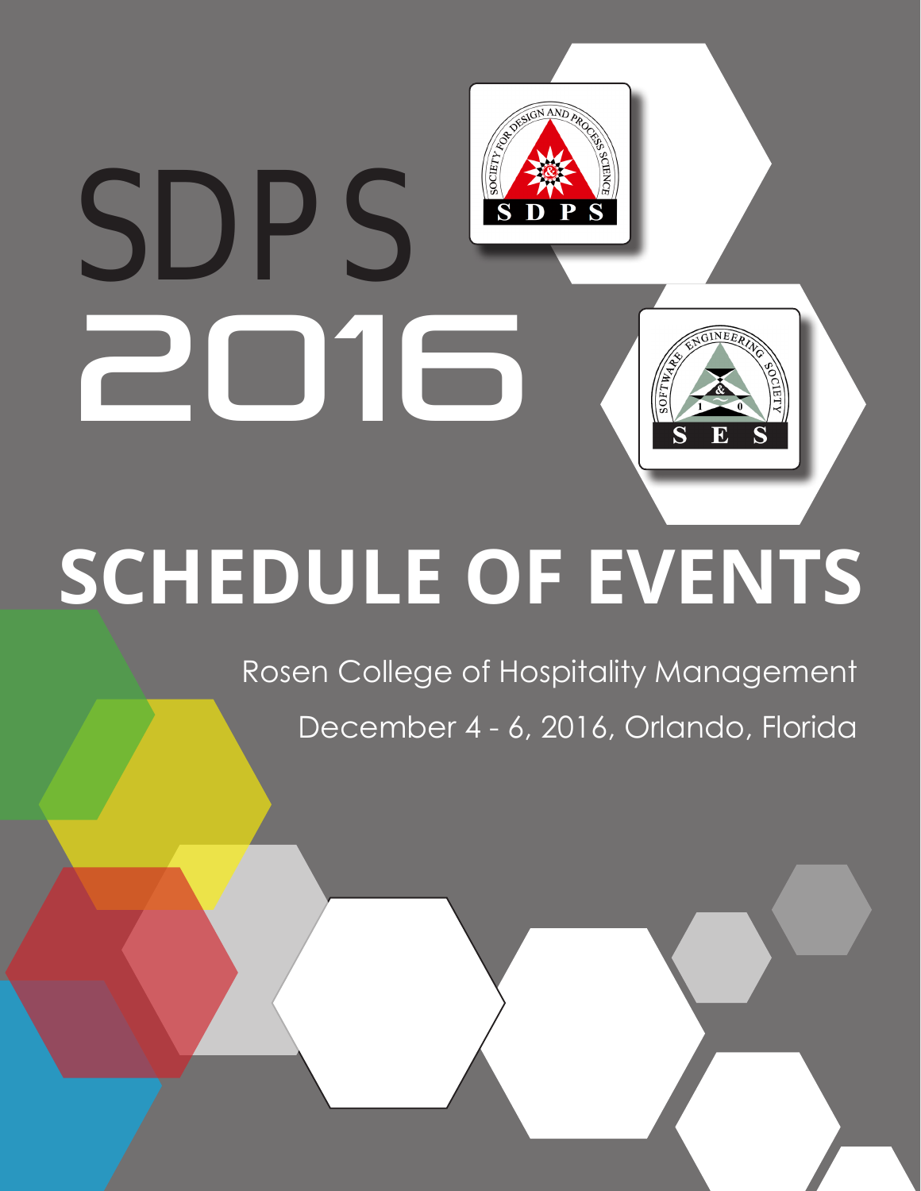# SDPS 2016

# SCHEDULE OF EVENTS

Rosen College of Hospitality Management

December 4 - 6, 2016, Orlando, Florida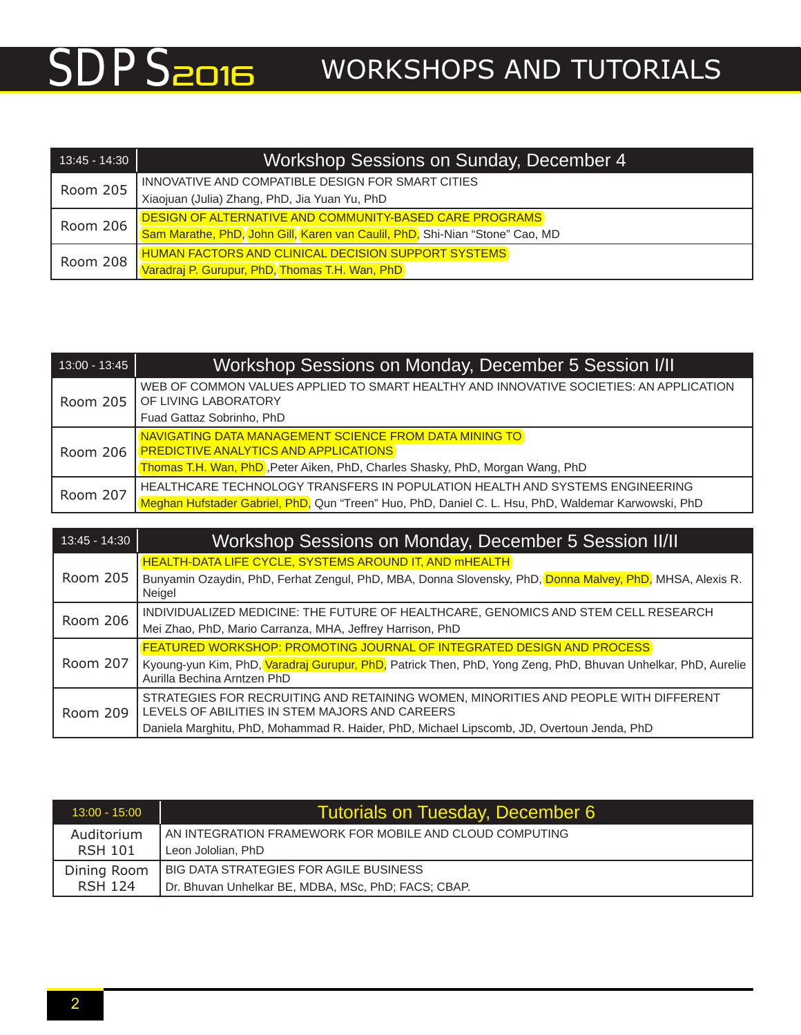# SDPS2016 WORKSHOPS AND TUTORIALS

| 13:45 - 14:30 | Workshop Sessions on Sunday, December 4 |
|---|---|
| Room 205 | INNOVATIVE AND COMPATIBLE DESIGN FOR SMART CITIES<br>Xiaojuan (Julia) Zhang, PhD, Jia Yuan Yu, PhD |
| Room 206 | DESIGN OF ALTERNATIVE AND COMMUNITY-BASED CARE PROGRAMS<br>Sam Marathe, PhD, John Gill, Karen van Caulil, PhD, Shi-Nian "Stone" Cao, MD |
| Room 208 | HUMAN FACTORS AND CLINICAL DECISION SUPPORT SYSTEMS<br>Varadraj P. Gurupur, PhD, Thomas T.H. Wan, PhD |

| 13:00 - 13:45 | Workshop Sessions on Monday, December 5 Session I/II |
|---|---|
| Room 205 | WEB OF COMMON VALUES APPLIED TO SMART HEALTHY AND INNOVATIVE SOCIETIES: AN APPLICATION OF LIVING LABORATORY<br>Fuad Gattaz Sobrinho, PhD |
| Room 206 | NAVIGATING DATA MANAGEMENT SCIENCE FROM DATA MINING TO PREDICTIVE ANALYTICS AND APPLICATIONS<br>Thomas T.H. Wan, PhD ,Peter Aiken, PhD, Charles Shasky, PhD, Morgan Wang, PhD |
| Room 207 | HEALTHCARE TECHNOLOGY TRANSFERS IN POPULATION HEALTH AND SYSTEMS ENGINEERING<br>Meghan Hufstader Gabriel, PhD, Qun "Treen" Huo, PhD, Daniel C. L. Hsu, PhD, Waldemar Karwowski, PhD |

| 13:45 - 14:30 | Workshop Sessions on Monday, December 5 Session II/II |
|---|---|
| Room 205 | HEALTH-DATA LIFE CYCLE, SYSTEMS AROUND IT, AND mHEALTH<br>Bunyamin Ozaydin, PhD, Ferhat Zengul, PhD, MBA, Donna Slovensky, PhD, Donna Malvey, PhD, MHSA, Alexis R. Neigel |
| Room 206 | INDIVIDUALIZED MEDICINE: THE FUTURE OF HEALTHCARE, GENOMICS AND STEM CELL RESEARCH<br>Mei Zhao, PhD, Mario Carranza, MHA, Jeffrey Harrison, PhD |
| Room 207 | FEATURED WORKSHOP: PROMOTING JOURNAL OF INTEGRATED DESIGN AND PROCESS<br>Kyoung-yun Kim, PhD, Varadraj Gurupur, PhD, Patrick Then, PhD, Yong Zeng, PhD, Bhuvan Unhelkar, PhD, Aurelie Aurilla Bechina Arntzen PhD |
| Room 209 | STRATEGIES FOR RECRUITING AND RETAINING WOMEN, MINORITIES AND PEOPLE WITH DIFFERENT LEVELS OF ABILITIES IN STEM MAJORS AND CAREERS<br>Daniela Marghitu, PhD, Mohammad R. Haider, PhD, Michael Lipscomb, JD, Overtoun Jenda, PhD |

| 13:00 - 15:00 | Tutorials on Tuesday, December 6 |
|---|---|
| Auditorium RSH 101 | AN INTEGRATION FRAMEWORK FOR MOBILE AND CLOUD COMPUTING<br>Leon Jololian, PhD |
| Dining Room RSH 124 | BIG DATA STRATEGIES FOR AGILE BUSINESS<br>Dr. Bhuvan Unhelkar BE, MDBA, MSc, PhD; FACS; CBAP. |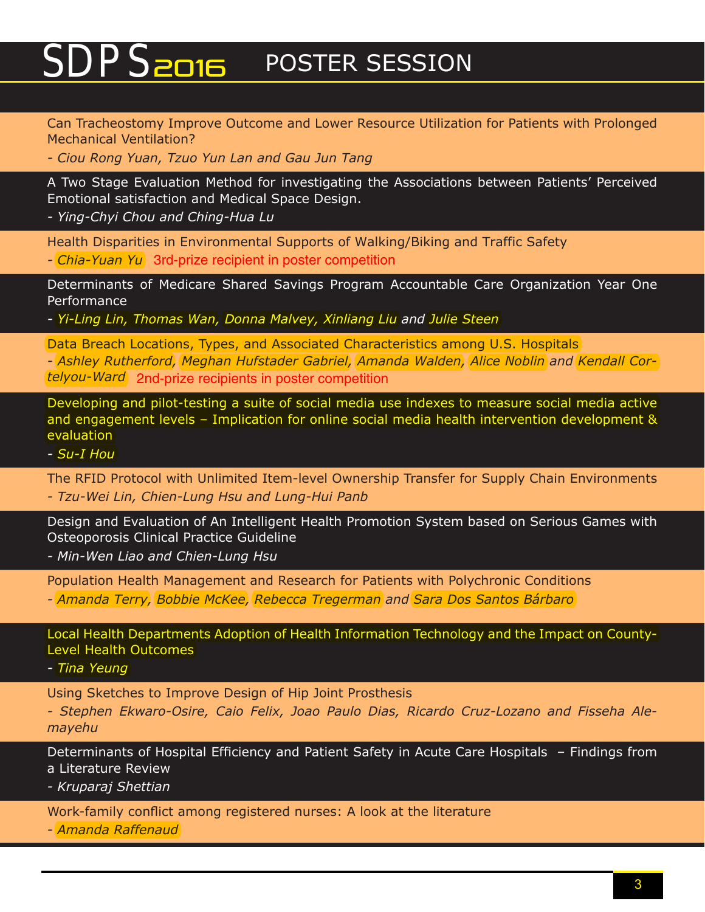# SDPS2016 POSTER SESSION

Can Tracheostomy Improve Outcome and Lower Resource Utilization for Patients with Prolonged Mechanical Ventilation?

*- Ciou Rong Yuan, Tzuo Yun Lan and Gau Jun Tang*

A Two Stage Evaluation Method for investigating the Associations between Patients' Perceived Emotional satisfaction and Medical Space Design.

*- Ying-Chyi Chou and Ching-Hua Lu*

Health Disparities in Environmental Supports of Walking/Biking and Traffic Safety

*- Chia-Yuan Yu* 3rd-prize recipient in poster competition

Determinants of Medicare Shared Savings Program Accountable Care Organization Year One Performance

*- Yi-Ling Lin, Thomas Wan, Donna Malvey, Xinliang Liu and Julie Steen*

Data Breach Locations, Types, and Associated Characteristics among U.S. Hospitals

*- Ashley Rutherford, Meghan Hufstader Gabriel, Amanda Walden, Alice Noblin and Kendall Cortelyou-Ward* 2nd-prize recipients in poster competition

Developing and pilot-testing a suite of social media use indexes to measure social media active and engagement levels – Implication for online social media health intervention development & evaluation

*- Su-I Hou*

The RFID Protocol with Unlimited Item-level Ownership Transfer for Supply Chain Environments

*- Tzu-Wei Lin, Chien-Lung Hsu and Lung-Hui Panb*

Design and Evaluation of An Intelligent Health Promotion System based on Serious Games with Osteoporosis Clinical Practice Guideline

*- Min-Wen Liao and Chien-Lung Hsu*

Population Health Management and Research for Patients with Polychronic Conditions

*- Amanda Terry, Bobbie McKee, Rebecca Tregerman and Sara Dos Santos Bárbaro*

Local Health Departments Adoption of Health Information Technology and the Impact on County-Level Health Outcomes

*- Tina Yeung*

Using Sketches to Improve Design of Hip Joint Prosthesis

*- Stephen Ekwaro-Osire, Caio Felix, Joao Paulo Dias, Ricardo Cruz-Lozano and Fisseha Alemayehu*

Determinants of Hospital Efficiency and Patient Safety in Acute Care Hospitals – Findings from a Literature Review

*- Kruparaj Shettian*

Work-family conflict among registered nurses: A look at the literature

*- Amanda Raffenaud*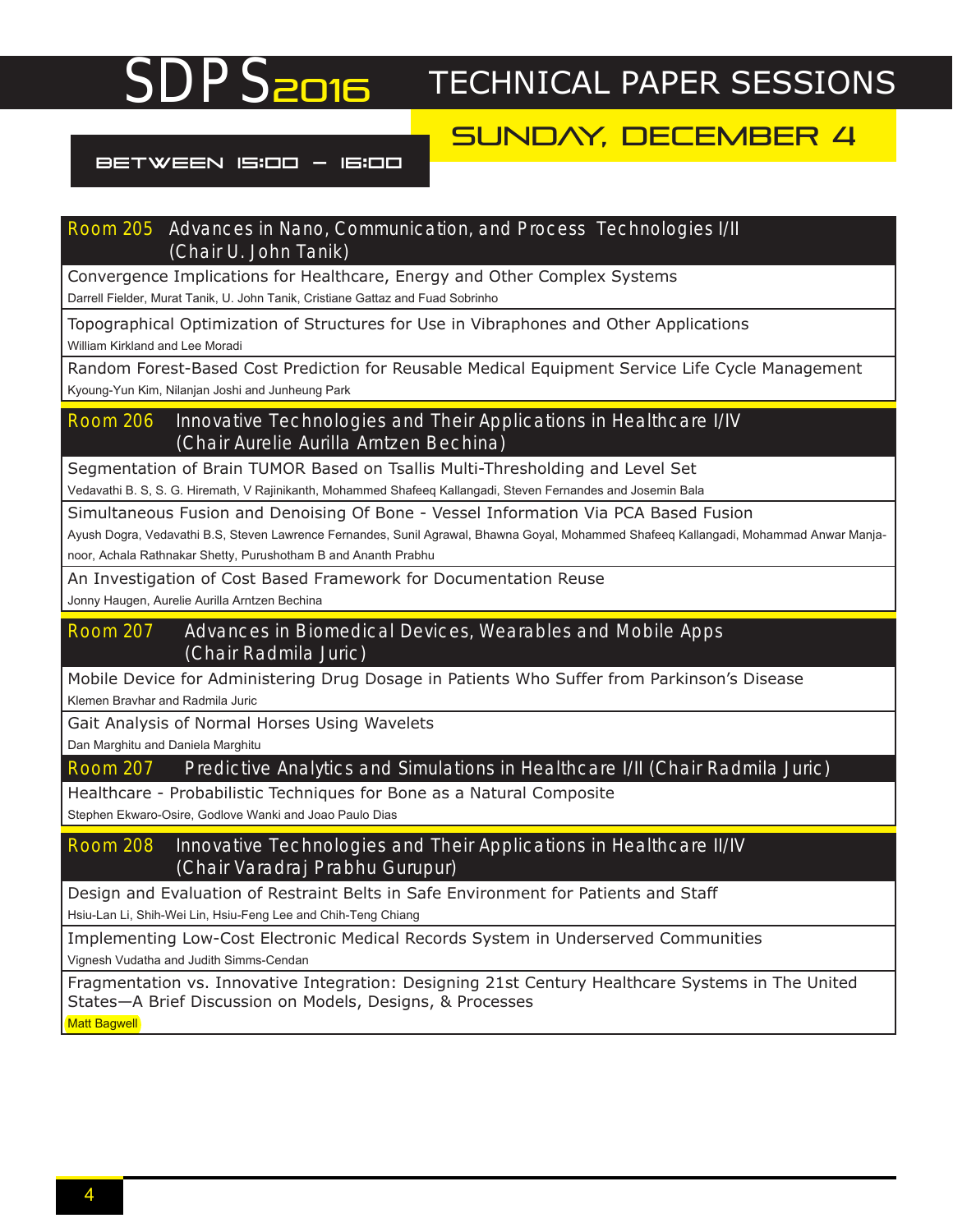# SDPS2016 TECHNICAL PAPER SESSIONS

## SUNDAY, DECEMBER 4

### BETWEEN 15:00 – 16:00

### Room 205 Advances in Nano, Communication, and Process Technologies I/II (Chair U. John Tanik)

Convergence Implications for Healthcare, Energy and Other Complex Systems
Darrell Fielder, Murat Tanik, U. John Tanik, Cristiane Gattaz and Fuad Sobrinho

Topographical Optimization of Structures for Use in Vibraphones and Other Applications
William Kirkland and Lee Moradi

Random Forest-Based Cost Prediction for Reusable Medical Equipment Service Life Cycle Management
Kyoung-Yun Kim, Nilanjan Joshi and Junheung Park

### Room 206 Innovative Technologies and Their Applications in Healthcare I/IV (Chair Aurelie Aurilla Arntzen Bechina)

Segmentation of Brain TUMOR Based on Tsallis Multi-Thresholding and Level Set
Vedavathi B. S, S. G. Hiremath, V Rajinikanth, Mohammed Shafeeq Kallangadi, Steven Fernandes and Josemin Bala

Simultaneous Fusion and Denoising Of Bone - Vessel Information Via PCA Based Fusion
Ayush Dogra, Vedavathi B.S, Steven Lawrence Fernandes, Sunil Agrawal, Bhawna Goyal, Mohammed Shafeeq Kallangadi, Mohammad Anwar Manjanoor, Achala Rathnakar Shetty, Purushotham B and Ananth Prabhu

An Investigation of Cost Based Framework for Documentation Reuse
Jonny Haugen, Aurelie Aurilla Arntzen Bechina

### Room 207 Advances in Biomedical Devices, Wearables and Mobile Apps (Chair Radmila Juric)

Mobile Device for Administering Drug Dosage in Patients Who Suffer from Parkinson's Disease
Klemen Bravhar and Radmila Juric

Gait Analysis of Normal Horses Using Wavelets
Dan Marghitu and Daniela Marghitu

### Room 207 Predictive Analytics and Simulations in Healthcare I/II (Chair Radmila Juric)

Healthcare - Probabilistic Techniques for Bone as a Natural Composite
Stephen Ekwaro-Osire, Godlove Wanki and Joao Paulo Dias

### Room 208 Innovative Technologies and Their Applications in Healthcare II/IV (Chair Varadraj Prabhu Gurupur)

Design and Evaluation of Restraint Belts in Safe Environment for Patients and Staff
Hsiu-Lan Li, Shih-Wei Lin, Hsiu-Feng Lee and Chih-Teng Chiang

Implementing Low-Cost Electronic Medical Records System in Underserved Communities
Vignesh Vudatha and Judith Simms-Cendan

Fragmentation vs. Innovative Integration: Designing 21st Century Healthcare Systems in The United States—A Brief Discussion on Models, Designs, & Processes
Matt Bagwell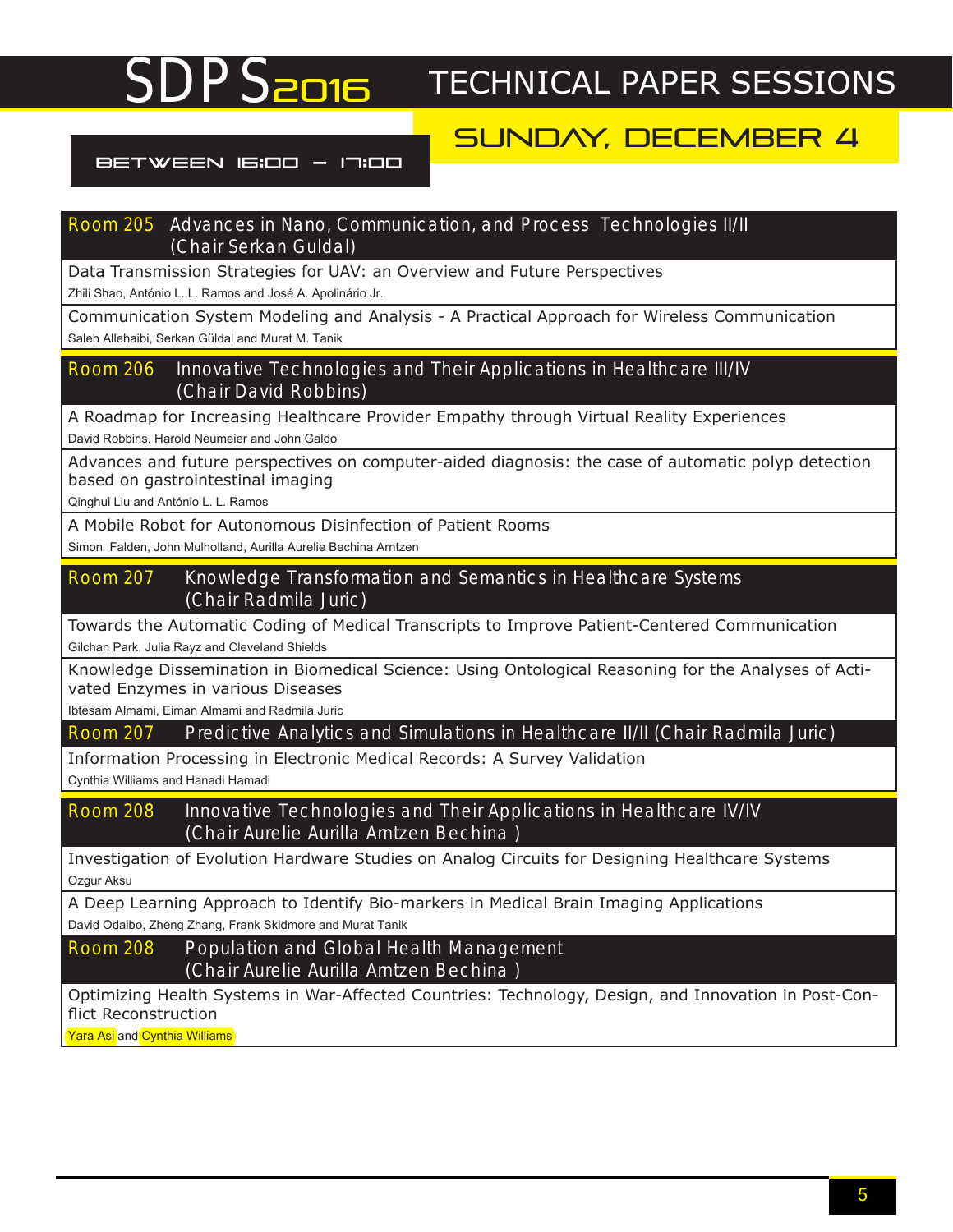# SDPS2016 TECHNICAL PAPER SESSIONS

## SUNDAY, DECEMBER 4

### BETWEEN 16:00 – 17:00

**Room 205** Advances in Nano, Communication, and Process Technologies II/II (Chair Serkan Guldal)

Data Transmission Strategies for UAV: an Overview and Future Perspectives
Zhili Shao, António L. L. Ramos and José A. Apolinário Jr.

Communication System Modeling and Analysis - A Practical Approach for Wireless Communication
Saleh Allehaibi, Serkan Güldal and Murat M. Tanik

**Room 206** Innovative Technologies and Their Applications in Healthcare III/IV (Chair David Robbins)

A Roadmap for Increasing Healthcare Provider Empathy through Virtual Reality Experiences
David Robbins, Harold Neumeier and John Galdo

Advances and future perspectives on computer-aided diagnosis: the case of automatic polyp detection based on gastrointestinal imaging
Qinghui Liu and António L. L. Ramos

A Mobile Robot for Autonomous Disinfection of Patient Rooms
Simon Falden, John Mulholland, Aurilla Aurelie Bechina Arntzen

**Room 207** Knowledge Transformation and Semantics in Healthcare Systems (Chair Radmila Juric)

Towards the Automatic Coding of Medical Transcripts to Improve Patient-Centered Communication
Gilchan Park, Julia Rayz and Cleveland Shields

Knowledge Dissemination in Biomedical Science: Using Ontological Reasoning for the Analyses of Activated Enzymes in various Diseases
Ibtesam Almami, Eiman Almami and Radmila Juric

**Room 207** Predictive Analytics and Simulations in Healthcare II/II (Chair Radmila Juric)

Information Processing in Electronic Medical Records: A Survey Validation
Cynthia Williams and Hanadi Hamadi

**Room 208** Innovative Technologies and Their Applications in Healthcare IV/IV (Chair Aurelie Aurilla Arntzen Bechina )

Investigation of Evolution Hardware Studies on Analog Circuits for Designing Healthcare Systems
Ozgur Aksu

A Deep Learning Approach to Identify Bio-markers in Medical Brain Imaging Applications
David Odaibo, Zheng Zhang, Frank Skidmore and Murat Tanik

**Room 208** Population and Global Health Management (Chair Aurelie Aurilla Arntzen Bechina )

Optimizing Health Systems in War-Affected Countries: Technology, Design, and Innovation in Post-Conflict Reconstruction
Yara Asi and Cynthia Williams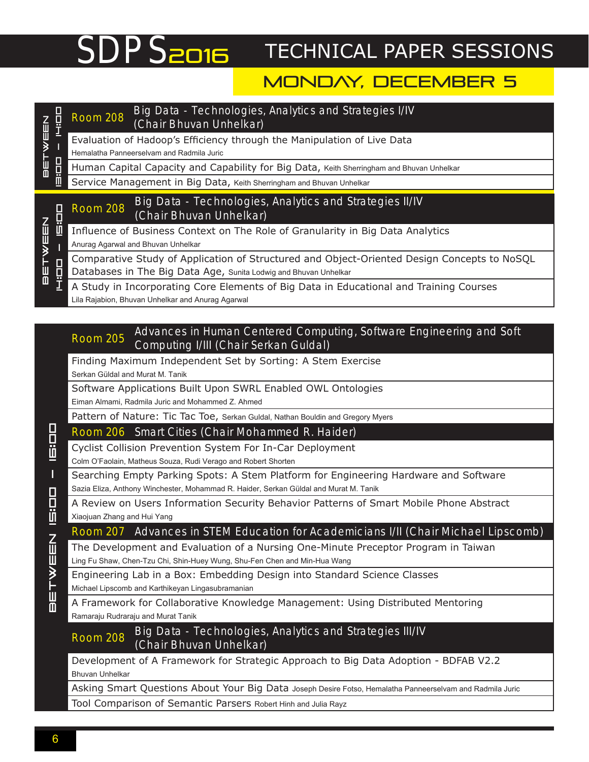# SDPS2016 TECHNICAL PAPER SESSIONS

## MONDAY, DECEMBER 5

### BETWEEN 13:00 – 14:00

**Room 208** Big Data - Technologies, Analytics and Strategies I/IV (Chair Bhuvan Unhelkar)

- Evaluation of Hadoop's Efficiency through the Manipulation of Live Data
  Hemalatha Panneerselvam and Radmila Juric
- Human Capital Capacity and Capability for Big Data, Keith Sherringham and Bhuvan Unhelkar
- Service Management in Big Data, Keith Sherringham and Bhuvan Unhelkar

### BETWEEN 14:00 – 15:00

**Room 208** Big Data - Technologies, Analytics and Strategies II/IV (Chair Bhuvan Unhelkar)

- Influence of Business Context on The Role of Granularity in Big Data Analytics
  Anurag Agarwal and Bhuvan Unhelkar
- Comparative Study of Application of Structured and Object-Oriented Design Concepts to NoSQL Databases in The Big Data Age, Sunita Lodwig and Bhuvan Unhelkar
- A Study in Incorporating Core Elements of Big Data in Educational and Training Courses
  Lila Rajabion, Bhuvan Unhelkar and Anurag Agarwal

### BETWEEN 15:00 – 16:00

**Room 205** Advances in Human Centered Computing, Software Engineering and Soft Computing I/III (Chair Serkan Guldal)

- Finding Maximum Independent Set by Sorting: A Stem Exercise
  Serkan Güldal and Murat M. Tanik
- Software Applications Built Upon SWRL Enabled OWL Ontologies
  Eiman Almami, Radmila Juric and Mohammed Z. Ahmed
- Pattern of Nature: Tic Tac Toe, Serkan Guldal, Nathan Bouldin and Gregory Myers

**Room 206** Smart Cities (Chair Mohammed R. Haider)

- Cyclist Collision Prevention System For In-Car Deployment
  Colm O'Faolain, Matheus Souza, Rudi Verago and Robert Shorten
- Searching Empty Parking Spots: A Stem Platform for Engineering Hardware and Software
  Sazia Eliza, Anthony Winchester, Mohammad R. Haider, Serkan Güldal and Murat M. Tanik
- A Review on Users Information Security Behavior Patterns of Smart Mobile Phone Abstract
  Xiaojuan Zhang and Hui Yang

**Room 207** Advances in STEM Education for Academicians I/II (Chair Michael Lipscomb)

- The Development and Evaluation of a Nursing One-Minute Preceptor Program in Taiwan
  Ling Fu Shaw, Chen-Tzu Chi, Shin-Huey Wung, Shu-Fen Chen and Min-Hua Wang
- Engineering Lab in a Box: Embedding Design into Standard Science Classes
  Michael Lipscomb and Karthikeyan Lingasubramanian
- A Framework for Collaborative Knowledge Management: Using Distributed Mentoring
  Ramaraju Rudraraju and Murat Tanik

**Room 208** Big Data - Technologies, Analytics and Strategies III/IV (Chair Bhuvan Unhelkar)

- Development of A Framework for Strategic Approach to Big Data Adoption - BDFAB V2.2
  Bhuvan Unhelkar
- Asking Smart Questions About Your Big Data Joseph Desire Fotso, Hemalatha Panneerselvam and Radmila Juric
- Tool Comparison of Semantic Parsers Robert Hinh and Julia Rayz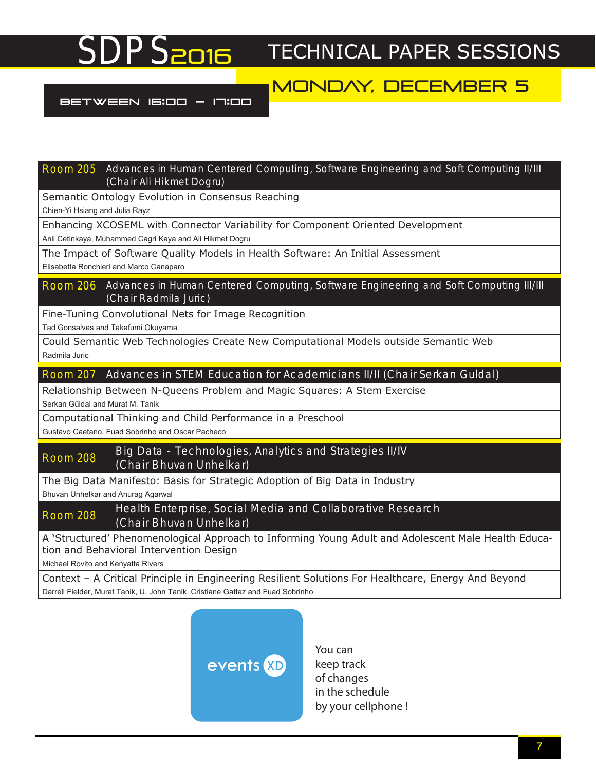# SDPS2016 TECHNICAL PAPER SESSIONS

## MONDAY, DECEMBER 5

### BETWEEN 16:00 – 17:00

### Room 205 Advances in Human Centered Computing, Software Engineering and Soft Computing II/III (Chair Ali Hikmet Dogru)

Semantic Ontology Evolution in Consensus Reaching
Chien-Yi Hsiang and Julia Rayz

Enhancing XCOSEML with Connector Variability for Component Oriented Development
Anil Cetinkaya, Muhammed Cagri Kaya and Ali Hikmet Dogru

The Impact of Software Quality Models in Health Software: An Initial Assessment
Elisabetta Ronchieri and Marco Canaparo

### Room 206 Advances in Human Centered Computing, Software Engineering and Soft Computing III/III (Chair Radmila Juric)

Fine-Tuning Convolutional Nets for Image Recognition
Tad Gonsalves and Takafumi Okuyama

Could Semantic Web Technologies Create New Computational Models outside Semantic Web
Radmila Juric

### Room 207 Advances in STEM Education for Academicians II/II (Chair Serkan Guldal)

Relationship Between N-Queens Problem and Magic Squares: A Stem Exercise
Serkan Güldal and Murat M. Tanik

Computational Thinking and Child Performance in a Preschool
Gustavo Caetano, Fuad Sobrinho and Oscar Pacheco

### Room 208 Big Data - Technologies, Analytics and Strategies II/IV (Chair Bhuvan Unhelkar)

The Big Data Manifesto: Basis for Strategic Adoption of Big Data in Industry
Bhuvan Unhelkar and Anurag Agarwal

### Room 208 Health Enterprise, Social Media and Collaborative Research (Chair Bhuvan Unhelkar)

A 'Structured' Phenomenological Approach to Informing Young Adult and Adolescent Male Health Education and Behavioral Intervention Design
Michael Rovito and Kenyatta Rivers

Context – A Critical Principle in Engineering Resilient Solutions For Healthcare, Energy And Beyond
Darrell Fielder, Murat Tanik, U. John Tanik, Cristiane Gattaz and Fuad Sobrinho

events XD

You can keep track of changes in the schedule by your cellphone !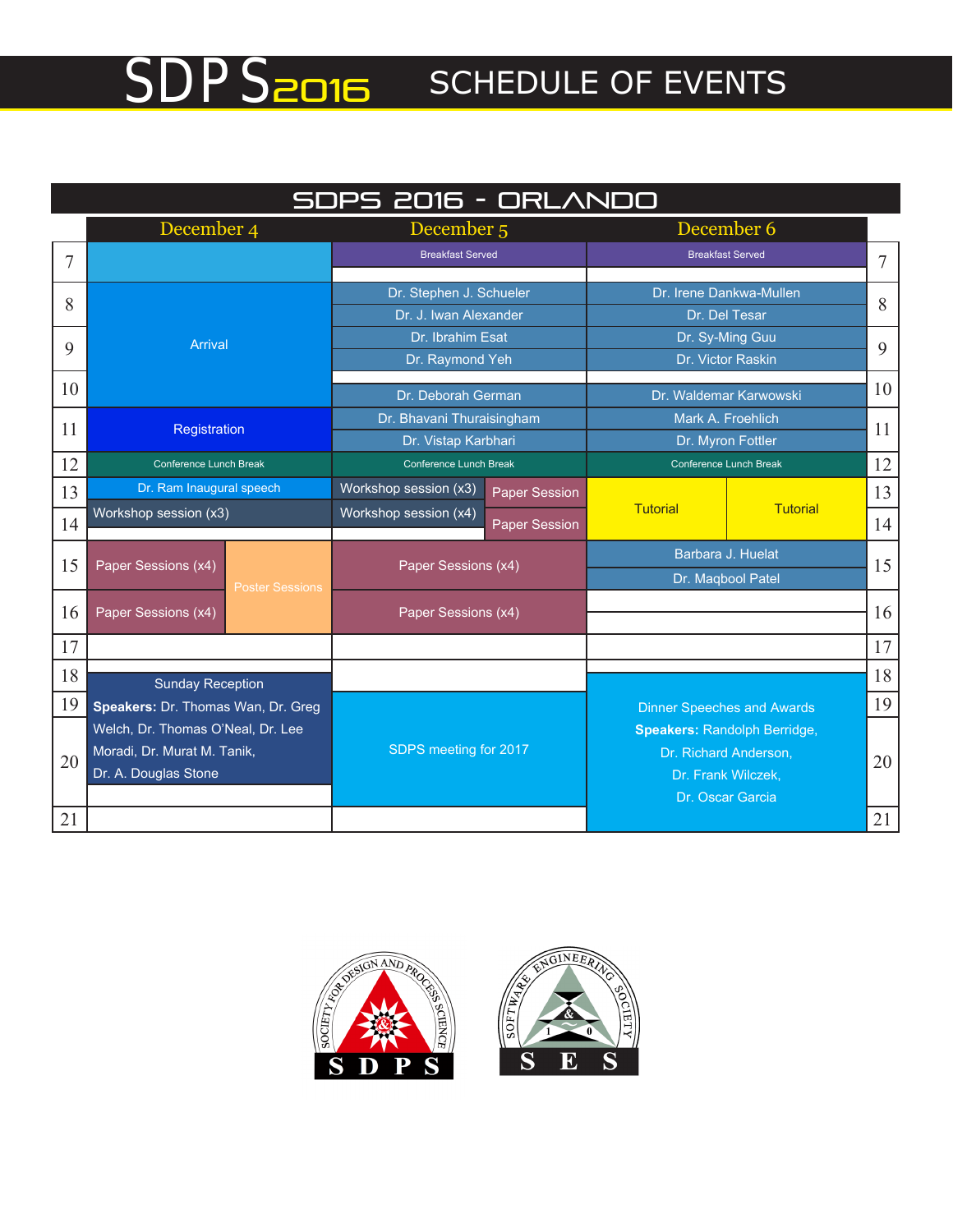# SDPS2016 SCHEDULE OF EVENTS

## SDPS 2016 - ORLANDO

| | December 4 | December 5 | | December 6 | | |
|---|---|---|---|---|---|---|
| 7 | | Breakfast Served | | Breakfast Served | | 7 |
| 8 | Arrival | Dr. Stephen J. Schueler | | Dr. Irene Dankwa-Mullen | | 8 |
| | | Dr. J. Iwan Alexander | | Dr. Del Tesar | | |
| 9 | | Dr. Ibrahim Esat | | Dr. Sy-Ming Guu | | 9 |
| | | Dr. Raymond Yeh | | Dr. Victor Raskin | | |
| 10 | | Dr. Deborah German | | Dr. Waldemar Karwowski | | 10 |
| 11 | Registration | Dr. Bhavani Thuraisingham | | Mark A. Froehlich | | 11 |
| | | Dr. Vistap Karbhari | | Dr. Myron Fottler | | |
| 12 | Conference Lunch Break | Conference Lunch Break | | Conference Lunch Break | | 12 |
| 13 | Dr. Ram Inaugural speech | Workshop session (x3) | Paper Session | Tutorial | Tutorial | 13 |
| 14 | Workshop session (x3) | Workshop session (x4) | Paper Session | | | 14 |
| 15 | Paper Sessions (x4) / Poster Sessions | Paper Sessions (x4) | | Barbara J. Huelat | | 15 |
| | | | | Dr. Maqbool Patel | | |
| 16 | Paper Sessions (x4) / Poster Sessions | Paper Sessions (x4) | | | | 16 |
| 17 | | | | | | 17 |
| 18 | Sunday Reception | | | Dinner Speeches and Awards **Speakers:** Randolph Berridge, Dr. Richard Anderson, Dr. Frank Wilczek, Dr. Oscar Garcia | | 18 |
| 19 | **Speakers:** Dr. Thomas Wan, Dr. Greg Welch, Dr. Thomas O'Neal, Dr. Lee Moradi, Dr. Murat M. Tanik, Dr. A. Douglas Stone | SDPS meeting for 2017 | | | | 19 |
| 20 | | | | | | 20 |
| 21 | | | | | | 21 |

SOCIETY FOR DESIGN AND PROCESS SCIENCE — S D P S

SOFTWARE ENGINEERING SOCIETY — S E S